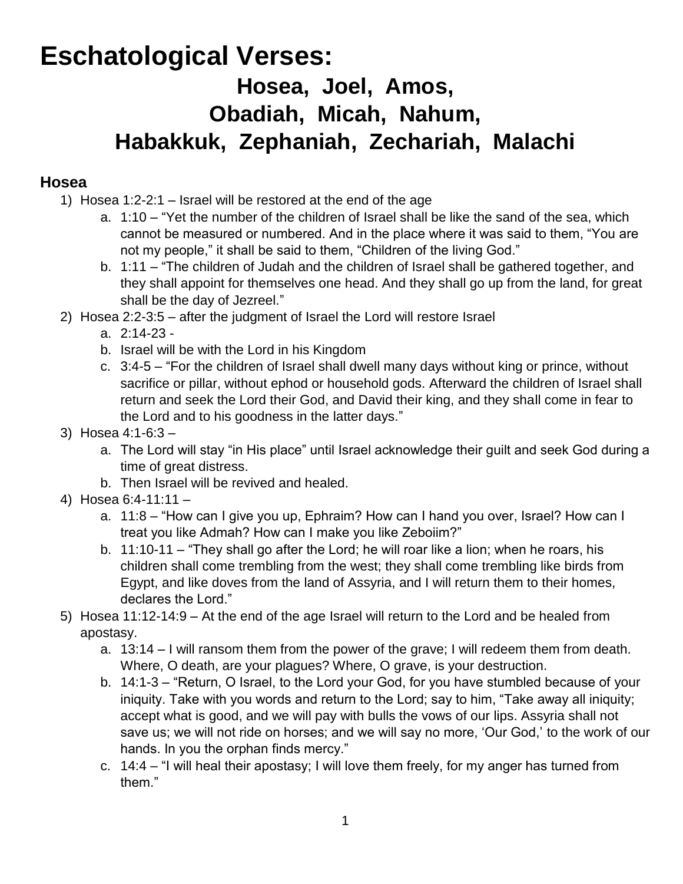# Eschatological Verses:

## Hosea, Joel, Amos, Obadiah, Micah, Nahum, Habakkuk, Zephaniah, Zechariah, Malachi

### Hosea

1) Hosea 1:2-2:1 – Israel will be restored at the end of the age
    a. 1:10 – "Yet the number of the children of Israel shall be like the sand of the sea, which cannot be measured or numbered. And in the place where it was said to them, "You are not my people," it shall be said to them, "Children of the living God."
    b. 1:11 – "The children of Judah and the children of Israel shall be gathered together, and they shall appoint for themselves one head. And they shall go up from the land, for great shall be the day of Jezreel."
2) Hosea 2:2-3:5 – after the judgment of Israel the Lord will restore Israel
    a. 2:14-23 -
    b. Israel will be with the Lord in his Kingdom
    c. 3:4-5 – "For the children of Israel shall dwell many days without king or prince, without sacrifice or pillar, without ephod or household gods. Afterward the children of Israel shall return and seek the Lord their God, and David their king, and they shall come in fear to the Lord and to his goodness in the latter days."
3) Hosea 4:1-6:3 –
    a. The Lord will stay "in His place" until Israel acknowledge their guilt and seek God during a time of great distress.
    b. Then Israel will be revived and healed.
4) Hosea 6:4-11:11 –
    a. 11:8 – "How can I give you up, Ephraim? How can I hand you over, Israel? How can I treat you like Admah? How can I make you like Zeboiim?"
    b. 11:10-11 – "They shall go after the Lord; he will roar like a lion; when he roars, his children shall come trembling from the west; they shall come trembling like birds from Egypt, and like doves from the land of Assyria, and I will return them to their homes, declares the Lord."
5) Hosea 11:12-14:9 – At the end of the age Israel will return to the Lord and be healed from apostasy.
    a. 13:14 – I will ransom them from the power of the grave; I will redeem them from death. Where, O death, are your plagues? Where, O grave, is your destruction.
    b. 14:1-3 – "Return, O Israel, to the Lord your God, for you have stumbled because of your iniquity. Take with you words and return to the Lord; say to him, "Take away all iniquity; accept what is good, and we will pay with bulls the vows of our lips. Assyria shall not save us; we will not ride on horses; and we will say no more, 'Our God,' to the work of our hands. In you the orphan finds mercy."
    c. 14:4 – "I will heal their apostasy; I will love them freely, for my anger has turned from them."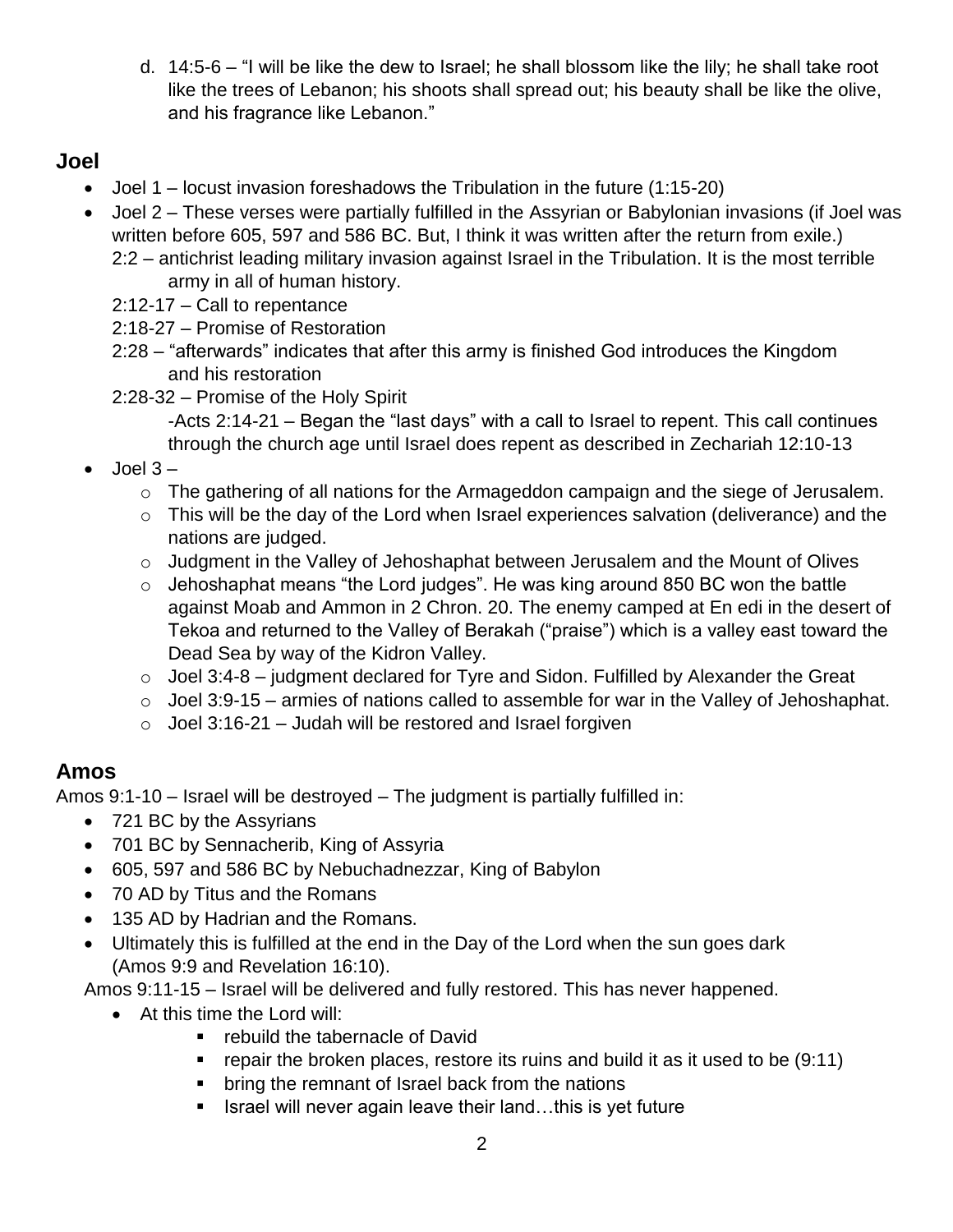d. 14:5-6 – "I will be like the dew to Israel; he shall blossom like the lily; he shall take root like the trees of Lebanon; his shoots shall spread out; his beauty shall be like the olive, and his fragrance like Lebanon."

## Joel

- Joel 1 – locust invasion foreshadows the Tribulation in the future (1:15-20)
- Joel 2 – These verses were partially fulfilled in the Assyrian or Babylonian invasions (if Joel was written before 605, 597 and 586 BC. But, I think it was written after the return from exile.)
  - 2:2 – antichrist leading military invasion against Israel in the Tribulation. It is the most terrible army in all of human history.
  - 2:12-17 – Call to repentance
  - 2:18-27 – Promise of Restoration
  - 2:28 – "afterwards" indicates that after this army is finished God introduces the Kingdom and his restoration
  - 2:28-32 – Promise of the Holy Spirit
    - -Acts 2:14-21 – Began the "last days" with a call to Israel to repent. This call continues through the church age until Israel does repent as described in Zechariah 12:10-13
- Joel 3 –
  - The gathering of all nations for the Armageddon campaign and the siege of Jerusalem.
  - This will be the day of the Lord when Israel experiences salvation (deliverance) and the nations are judged.
  - Judgment in the Valley of Jehoshaphat between Jerusalem and the Mount of Olives
  - Jehoshaphat means "the Lord judges". He was king around 850 BC won the battle against Moab and Ammon in 2 Chron. 20. The enemy camped at En edi in the desert of Tekoa and returned to the Valley of Berakah ("praise") which is a valley east toward the Dead Sea by way of the Kidron Valley.
  - Joel 3:4-8 – judgment declared for Tyre and Sidon. Fulfilled by Alexander the Great
  - Joel 3:9-15 – armies of nations called to assemble for war in the Valley of Jehoshaphat.
  - Joel 3:16-21 – Judah will be restored and Israel forgiven

## Amos

Amos 9:1-10 – Israel will be destroyed – The judgment is partially fulfilled in:

- 721 BC by the Assyrians
- 701 BC by Sennacherib, King of Assyria
- 605, 597 and 586 BC by Nebuchadnezzar, King of Babylon
- 70 AD by Titus and the Romans
- 135 AD by Hadrian and the Romans.
- Ultimately this is fulfilled at the end in the Day of the Lord when the sun goes dark (Amos 9:9 and Revelation 16:10).

Amos 9:11-15 – Israel will be delivered and fully restored. This has never happened.

- At this time the Lord will:
  - rebuild the tabernacle of David
  - repair the broken places, restore its ruins and build it as it used to be (9:11)
  - bring the remnant of Israel back from the nations
  - Israel will never again leave their land…this is yet future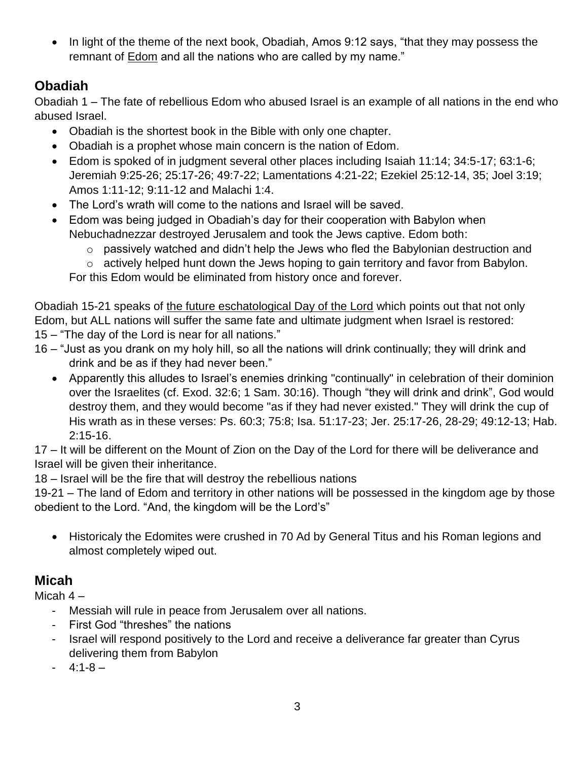- In light of the theme of the next book, Obadiah, Amos 9:12 says, “that they may possess the remnant of <u>Edom</u> and all the nations who are called by my name.”

## Obadiah

Obadiah 1 – The fate of rebellious Edom who abused Israel is an example of all nations in the end who abused Israel.

- Obadiah is the shortest book in the Bible with only one chapter.
- Obadiah is a prophet whose main concern is the nation of Edom.
- Edom is spoked of in judgment several other places including Isaiah 11:14; 34:5-17; 63:1-6; Jeremiah 9:25-26; 25:17-26; 49:7-22; Lamentations 4:21-22; Ezekiel 25:12-14, 35; Joel 3:19; Amos 1:11-12; 9:11-12 and Malachi 1:4.
- The Lord’s wrath will come to the nations and Israel will be saved.
- Edom was being judged in Obadiah’s day for their cooperation with Babylon when Nebuchadnezzar destroyed Jerusalem and took the Jews captive. Edom both:
    - passively watched and didn’t help the Jews who fled the Babylonian destruction and
    - actively helped hunt down the Jews hoping to gain territory and favor from Babylon.

  For this Edom would be eliminated from history once and forever.

Obadiah 15-21 speaks of <u>the future eschatological Day of the Lord</u> which points out that not only Edom, but ALL nations will suffer the same fate and ultimate judgment when Israel is restored:

15 – “The day of the Lord is near for all nations.”

16 – “Just as you drank on my holy hill, so all the nations will drink continually; they will drink and drink and be as if they had never been.”

- Apparently this alludes to Israel’s enemies drinking "continually" in celebration of their dominion over the Israelites (cf. Exod. 32:6; 1 Sam. 30:16). Though “they will drink and drink”, God would destroy them, and they would become "as if they had never existed." They will drink the cup of His wrath as in these verses: Ps. 60:3; 75:8; Isa. 51:17-23; Jer. 25:17-26, 28-29; 49:12-13; Hab. 2:15-16.

17 – It will be different on the Mount of Zion on the Day of the Lord for there will be deliverance and Israel will be given their inheritance.

18 – Israel will be the fire that will destroy the rebellious nations

19-21 – The land of Edom and territory in other nations will be possessed in the kingdom age by those obedient to the Lord. “And, the kingdom will be the Lord’s”

- Historicaly the Edomites were crushed in 70 Ad by General Titus and his Roman legions and almost completely wiped out.

## Micah

Micah 4 –

- Messiah will rule in peace from Jerusalem over all nations.
- First God “threshes” the nations
- Israel will respond positively to the Lord and receive a deliverance far greater than Cyrus delivering them from Babylon
- 4:1-8 –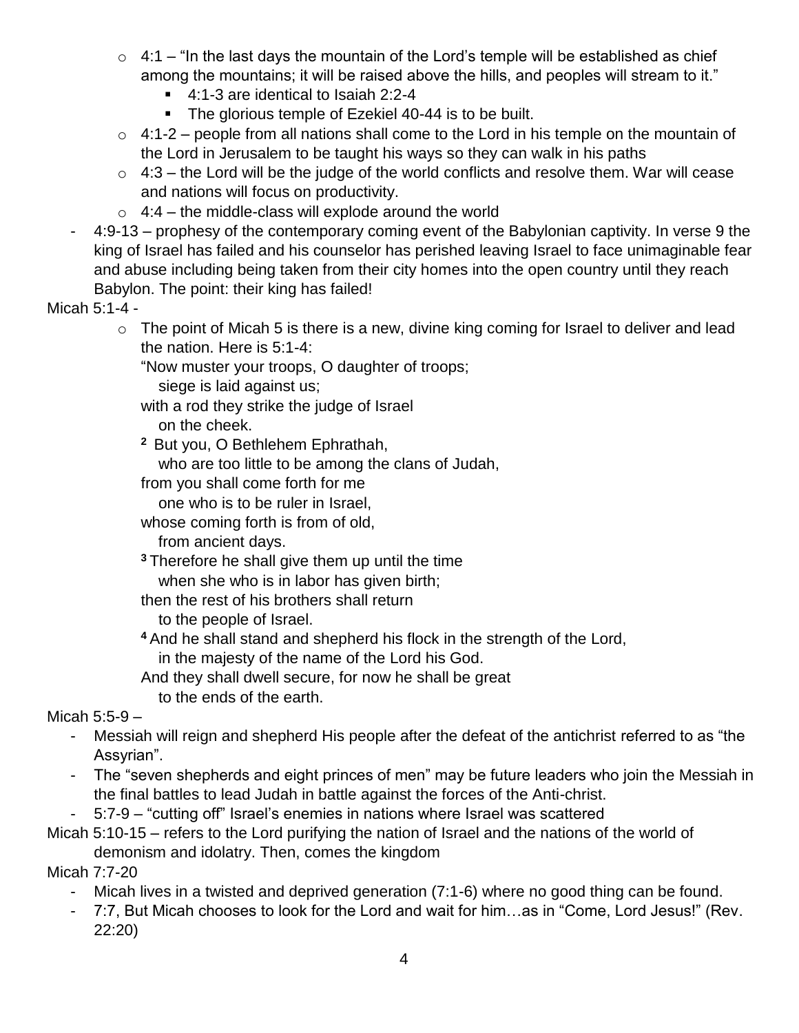- 4:1 – "In the last days the mountain of the Lord's temple will be established as chief among the mountains; it will be raised above the hills, and peoples will stream to it."
    - 4:1-3 are identical to Isaiah 2:2-4
    - The glorious temple of Ezekiel 40-44 is to be built.
  - 4:1-2 – people from all nations shall come to the Lord in his temple on the mountain of the Lord in Jerusalem to be taught his ways so they can walk in his paths
  - 4:3 – the Lord will be the judge of the world conflicts and resolve them. War will cease and nations will focus on productivity.
  - 4:4 – the middle-class will explode around the world
- 4:9-13 – prophesy of the contemporary coming event of the Babylonian captivity. In verse 9 the king of Israel has failed and his counselor has perished leaving Israel to face unimaginable fear and abuse including being taken from their city homes into the open country until they reach Babylon. The point: their king has failed!

Micah 5:1-4 -

- The point of Micah 5 is there is a new, divine king coming for Israel to deliver and lead the nation. Here is 5:1-4:

  "Now muster your troops, O daughter of troops;
  siege is laid against us;
  with a rod they strike the judge of Israel
  on the cheek.
  2 But you, O Bethlehem Ephrathah,
  who are too little to be among the clans of Judah,
  from you shall come forth for me
  one who is to be ruler in Israel,
  whose coming forth is from of old,
  from ancient days.
  3 Therefore he shall give them up until the time
  when she who is in labor has given birth;
  then the rest of his brothers shall return
  to the people of Israel.
  4 And he shall stand and shepherd his flock in the strength of the Lord,
  in the majesty of the name of the Lord his God.
  And they shall dwell secure, for now he shall be great
  to the ends of the earth.

Micah 5:5-9 –

- Messiah will reign and shepherd His people after the defeat of the antichrist referred to as "the Assyrian".
- The "seven shepherds and eight princes of men" may be future leaders who join the Messiah in the final battles to lead Judah in battle against the forces of the Anti-christ.
- 5:7-9 – "cutting off" Israel's enemies in nations where Israel was scattered

Micah 5:10-15 – refers to the Lord purifying the nation of Israel and the nations of the world of demonism and idolatry. Then, comes the kingdom

Micah 7:7-20

- Micah lives in a twisted and deprived generation (7:1-6) where no good thing can be found.
- 7:7, But Micah chooses to look for the Lord and wait for him…as in "Come, Lord Jesus!" (Rev. 22:20)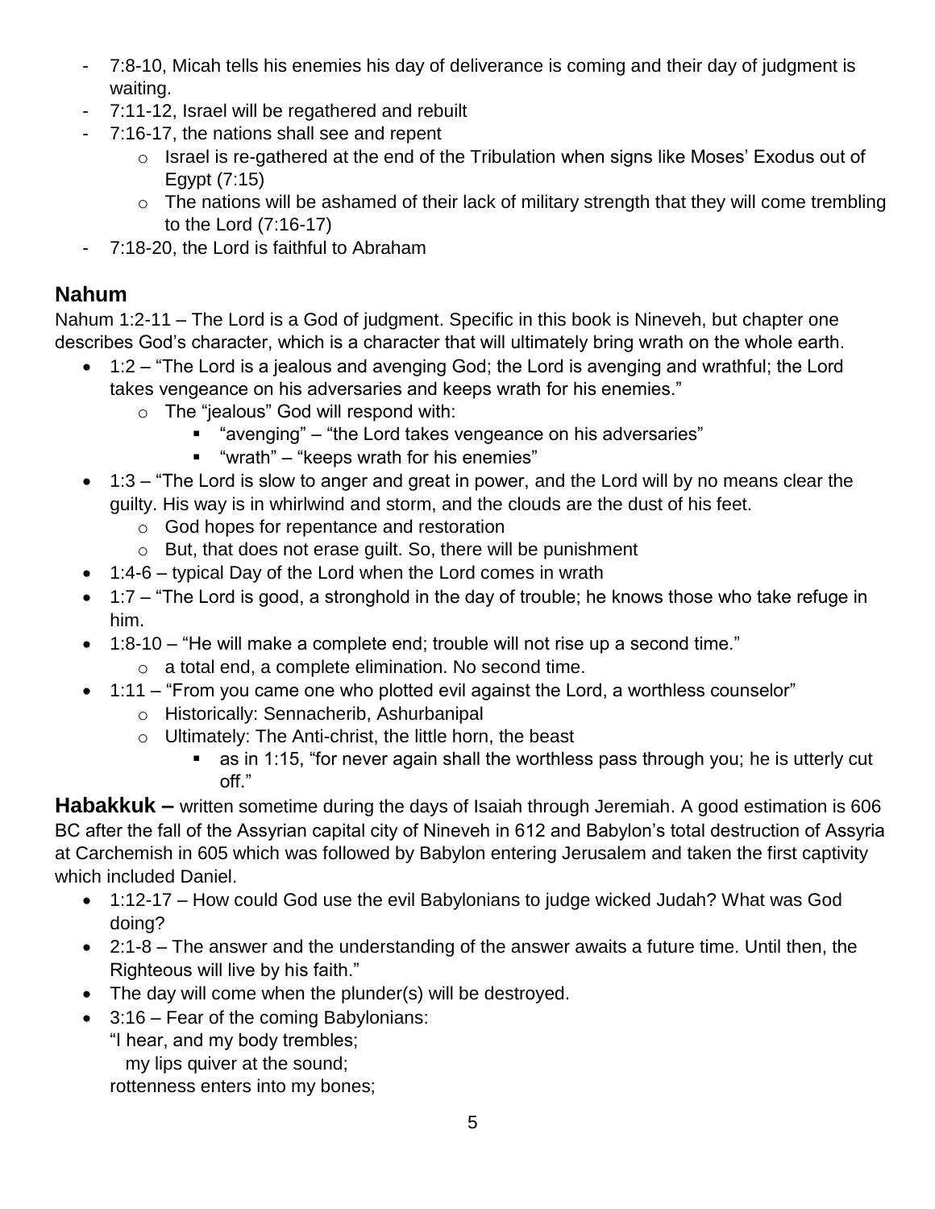- 7:8-10, Micah tells his enemies his day of deliverance is coming and their day of judgment is waiting.
- 7:11-12, Israel will be regathered and rebuilt
- 7:16-17, the nations shall see and repent
  - Israel is re-gathered at the end of the Tribulation when signs like Moses' Exodus out of Egypt (7:15)
  - The nations will be ashamed of their lack of military strength that they will come trembling to the Lord (7:16-17)
- 7:18-20, the Lord is faithful to Abraham

## Nahum

Nahum 1:2-11 – The Lord is a God of judgment. Specific in this book is Nineveh, but chapter one describes God's character, which is a character that will ultimately bring wrath on the whole earth.

- 1:2 – "The Lord is a jealous and avenging God; the Lord is avenging and wrathful; the Lord takes vengeance on his adversaries and keeps wrath for his enemies."
  - The "jealous" God will respond with:
    - "avenging" – "the Lord takes vengeance on his adversaries"
    - "wrath" – "keeps wrath for his enemies"
- 1:3 – "The Lord is slow to anger and great in power, and the Lord will by no means clear the guilty. His way is in whirlwind and storm, and the clouds are the dust of his feet.
  - God hopes for repentance and restoration
  - But, that does not erase guilt. So, there will be punishment
- 1:4-6 – typical Day of the Lord when the Lord comes in wrath
- 1:7 – "The Lord is good, a stronghold in the day of trouble; he knows those who take refuge in him.
- 1:8-10 – "He will make a complete end; trouble will not rise up a second time."
  - a total end, a complete elimination. No second time.
- 1:11 – "From you came one who plotted evil against the Lord, a worthless counselor"
  - Historically: Sennacherib, Ashurbanipal
  - Ultimately: The Anti-christ, the little horn, the beast
    - as in 1:15, "for never again shall the worthless pass through you; he is utterly cut off."

**Habakkuk –** written sometime during the days of Isaiah through Jeremiah. A good estimation is 606 BC after the fall of the Assyrian capital city of Nineveh in 612 and Babylon's total destruction of Assyria at Carchemish in 605 which was followed by Babylon entering Jerusalem and taken the first captivity which included Daniel.

- 1:12-17 – How could God use the evil Babylonians to judge wicked Judah? What was God doing?
- 2:1-8 – The answer and the understanding of the answer awaits a future time. Until then, the Righteous will live by his faith."
- The day will come when the plunder(s) will be destroyed.
- 3:16 – Fear of the coming Babylonians:
  "I hear, and my body trembles;
  my lips quiver at the sound;
  rottenness enters into my bones;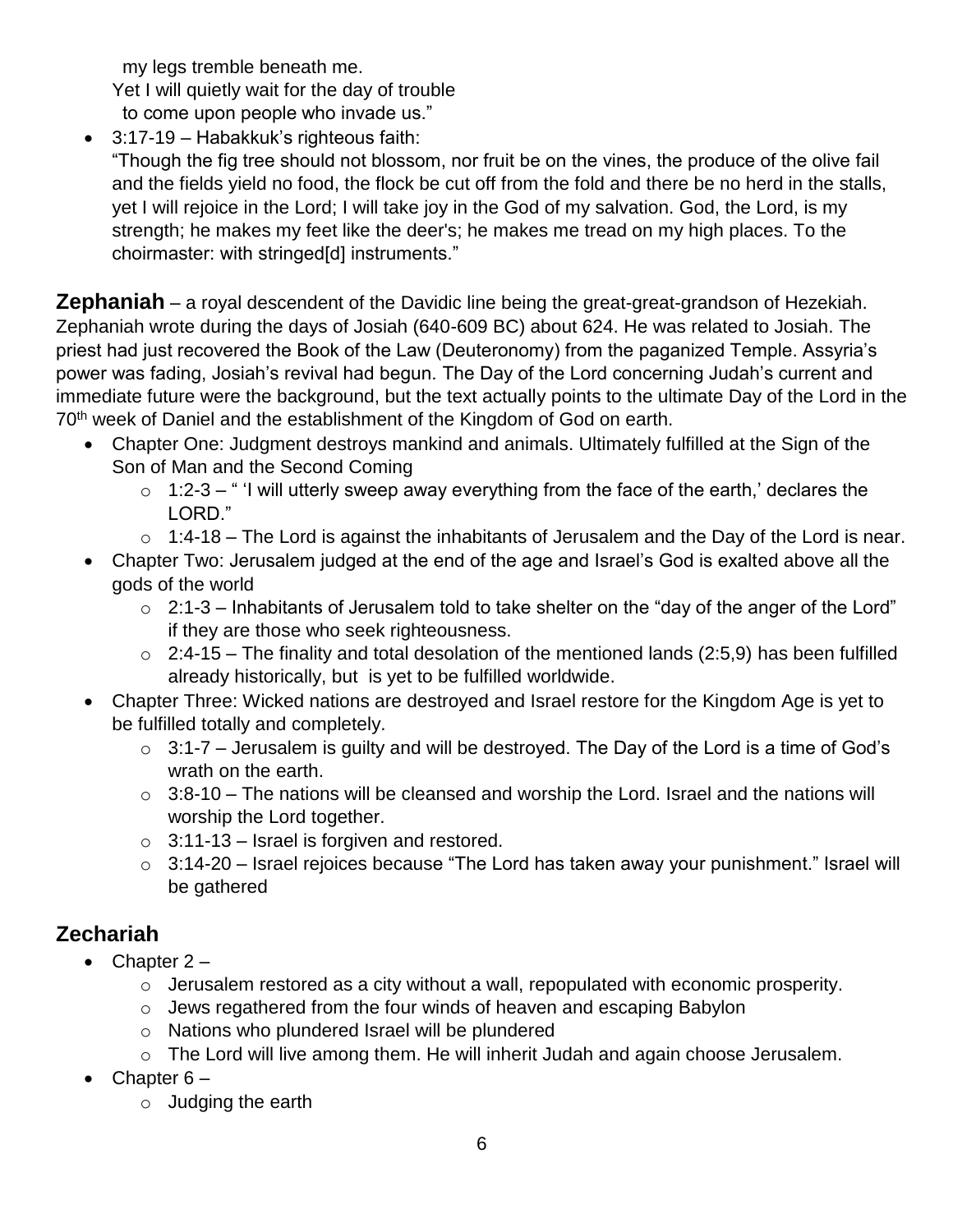my legs tremble beneath me.
Yet I will quietly wait for the day of trouble
to come upon people who invade us."

- 3:17-19 – Habakkuk's righteous faith:
"Though the fig tree should not blossom, nor fruit be on the vines, the produce of the olive fail and the fields yield no food, the flock be cut off from the fold and there be no herd in the stalls, yet I will rejoice in the Lord; I will take joy in the God of my salvation. God, the Lord, is my strength; he makes my feet like the deer's; he makes me tread on my high places. To the choirmaster: with stringed[d] instruments."

**Zephaniah** – a royal descendent of the Davidic line being the great-great-grandson of Hezekiah. Zephaniah wrote during the days of Josiah (640-609 BC) about 624. He was related to Josiah. The priest had just recovered the Book of the Law (Deuteronomy) from the paganized Temple. Assyria's power was fading, Josiah's revival had begun. The Day of the Lord concerning Judah's current and immediate future were the background, but the text actually points to the ultimate Day of the Lord in the 70th week of Daniel and the establishment of the Kingdom of God on earth.

- Chapter One: Judgment destroys mankind and animals. Ultimately fulfilled at the Sign of the Son of Man and the Second Coming
  - 1:2-3 – " 'I will utterly sweep away everything from the face of the earth,' declares the LORD."
  - 1:4-18 – The Lord is against the inhabitants of Jerusalem and the Day of the Lord is near.
- Chapter Two: Jerusalem judged at the end of the age and Israel's God is exalted above all the gods of the world
  - 2:1-3 – Inhabitants of Jerusalem told to take shelter on the "day of the anger of the Lord" if they are those who seek righteousness.
  - 2:4-15 – The finality and total desolation of the mentioned lands (2:5,9) has been fulfilled already historically, but is yet to be fulfilled worldwide.
- Chapter Three: Wicked nations are destroyed and Israel restore for the Kingdom Age is yet to be fulfilled totally and completely.
  - 3:1-7 – Jerusalem is guilty and will be destroyed. The Day of the Lord is a time of God's wrath on the earth.
  - 3:8-10 – The nations will be cleansed and worship the Lord. Israel and the nations will worship the Lord together.
  - 3:11-13 – Israel is forgiven and restored.
  - 3:14-20 – Israel rejoices because "The Lord has taken away your punishment." Israel will be gathered

## Zechariah

- Chapter 2 –
  - Jerusalem restored as a city without a wall, repopulated with economic prosperity.
  - Jews regathered from the four winds of heaven and escaping Babylon
  - Nations who plundered Israel will be plundered
  - The Lord will live among them. He will inherit Judah and again choose Jerusalem.
- Chapter 6 –
  - Judging the earth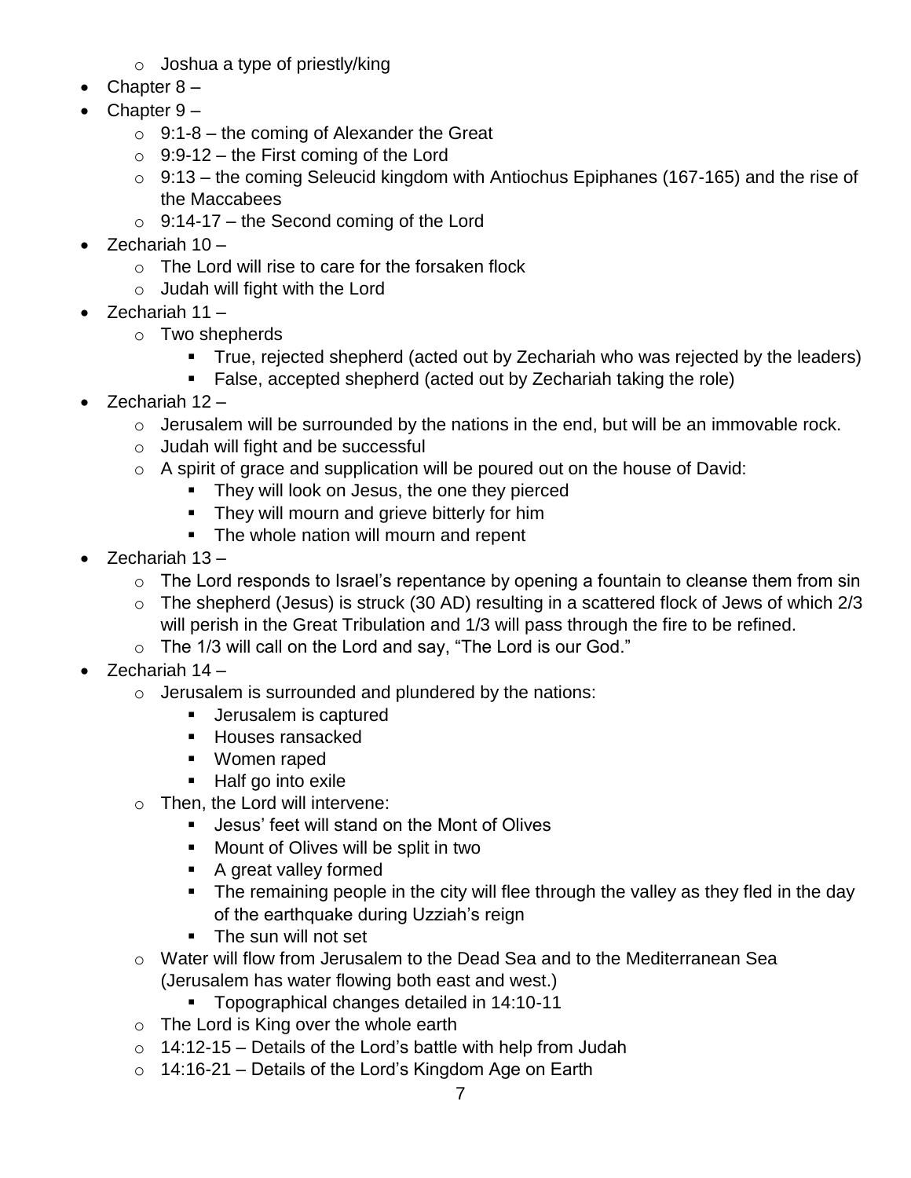- Joshua a type of priestly/king
- Chapter 8 –
- Chapter 9 –
  - 9:1-8 – the coming of Alexander the Great
  - 9:9-12 – the First coming of the Lord
  - 9:13 – the coming Seleucid kingdom with Antiochus Epiphanes (167-165) and the rise of the Maccabees
  - 9:14-17 – the Second coming of the Lord
- Zechariah 10 –
  - The Lord will rise to care for the forsaken flock
  - Judah will fight with the Lord
- Zechariah 11 –
  - Two shepherds
    - True, rejected shepherd (acted out by Zechariah who was rejected by the leaders)
    - False, accepted shepherd (acted out by Zechariah taking the role)
- Zechariah 12 –
  - Jerusalem will be surrounded by the nations in the end, but will be an immovable rock.
  - Judah will fight and be successful
  - A spirit of grace and supplication will be poured out on the house of David:
    - They will look on Jesus, the one they pierced
    - They will mourn and grieve bitterly for him
    - The whole nation will mourn and repent
- Zechariah 13 –
  - The Lord responds to Israel's repentance by opening a fountain to cleanse them from sin
  - The shepherd (Jesus) is struck (30 AD) resulting in a scattered flock of Jews of which 2/3 will perish in the Great Tribulation and 1/3 will pass through the fire to be refined.
  - The 1/3 will call on the Lord and say, "The Lord is our God."
- Zechariah 14 –
  - Jerusalem is surrounded and plundered by the nations:
    - Jerusalem is captured
    - Houses ransacked
    - Women raped
    - Half go into exile
  - Then, the Lord will intervene:
    - Jesus' feet will stand on the Mont of Olives
    - Mount of Olives will be split in two
    - A great valley formed
    - The remaining people in the city will flee through the valley as they fled in the day of the earthquake during Uzziah's reign
    - The sun will not set
  - Water will flow from Jerusalem to the Dead Sea and to the Mediterranean Sea (Jerusalem has water flowing both east and west.)
    - Topographical changes detailed in 14:10-11
  - The Lord is King over the whole earth
  - 14:12-15 – Details of the Lord's battle with help from Judah
  - 14:16-21 – Details of the Lord's Kingdom Age on Earth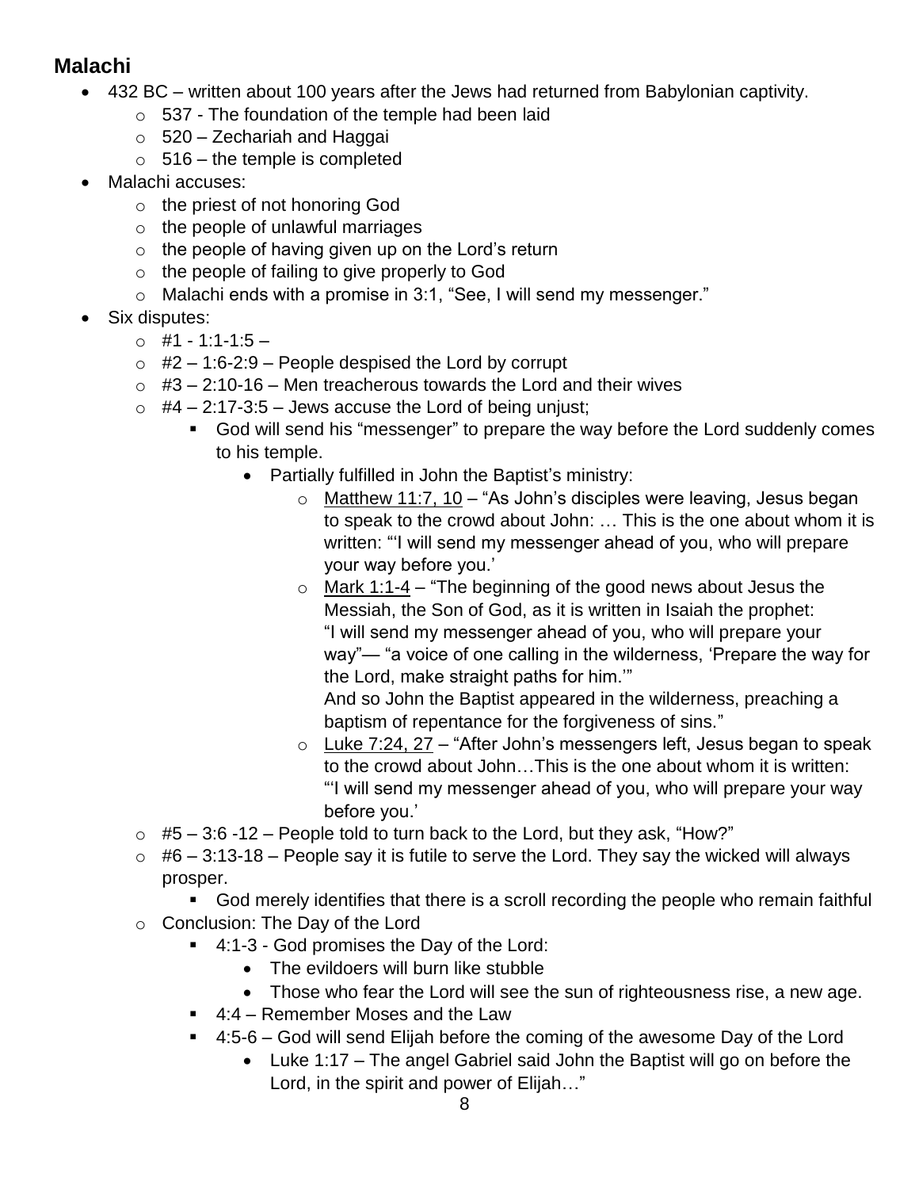## Malachi

- 432 BC – written about 100 years after the Jews had returned from Babylonian captivity.
  - 537 - The foundation of the temple had been laid
  - 520 – Zechariah and Haggai
  - 516 – the temple is completed
- Malachi accuses:
  - the priest of not honoring God
  - the people of unlawful marriages
  - the people of having given up on the Lord's return
  - the people of failing to give properly to God
  - Malachi ends with a promise in 3:1, "See, I will send my messenger."
- Six disputes:
  - #1 - 1:1-1:5 –
  - #2 – 1:6-2:9 – People despised the Lord by corrupt
  - #3 – 2:10-16 – Men treacherous towards the Lord and their wives
  - #4 – 2:17-3:5 – Jews accuse the Lord of being unjust;
    - God will send his "messenger" to prepare the way before the Lord suddenly comes to his temple.
      - Partially fulfilled in John the Baptist's ministry:
        - Matthew 11:7, 10 – "As John's disciples were leaving, Jesus began to speak to the crowd about John: … This is the one about whom it is written: "'I will send my messenger ahead of you, who will prepare your way before you.'
        - Mark 1:1-4 – "The beginning of the good news about Jesus the Messiah, the Son of God, as it is written in Isaiah the prophet: "I will send my messenger ahead of you, who will prepare your way"— "a voice of one calling in the wilderness, 'Prepare the way for the Lord, make straight paths for him.'"
          And so John the Baptist appeared in the wilderness, preaching a baptism of repentance for the forgiveness of sins."
        - Luke 7:24, 27 – "After John's messengers left, Jesus began to speak to the crowd about John…This is the one about whom it is written: "'I will send my messenger ahead of you, who will prepare your way before you.'
  - #5 – 3:6 -12 – People told to turn back to the Lord, but they ask, "How?"
  - #6 – 3:13-18 – People say it is futile to serve the Lord. They say the wicked will always prosper.
    - God merely identifies that there is a scroll recording the people who remain faithful
  - Conclusion: The Day of the Lord
    - 4:1-3 - God promises the Day of the Lord:
      - The evildoers will burn like stubble
      - Those who fear the Lord will see the sun of righteousness rise, a new age.
    - 4:4 – Remember Moses and the Law
    - 4:5-6 – God will send Elijah before the coming of the awesome Day of the Lord
      - Luke 1:17 – The angel Gabriel said John the Baptist will go on before the Lord, in the spirit and power of Elijah…"